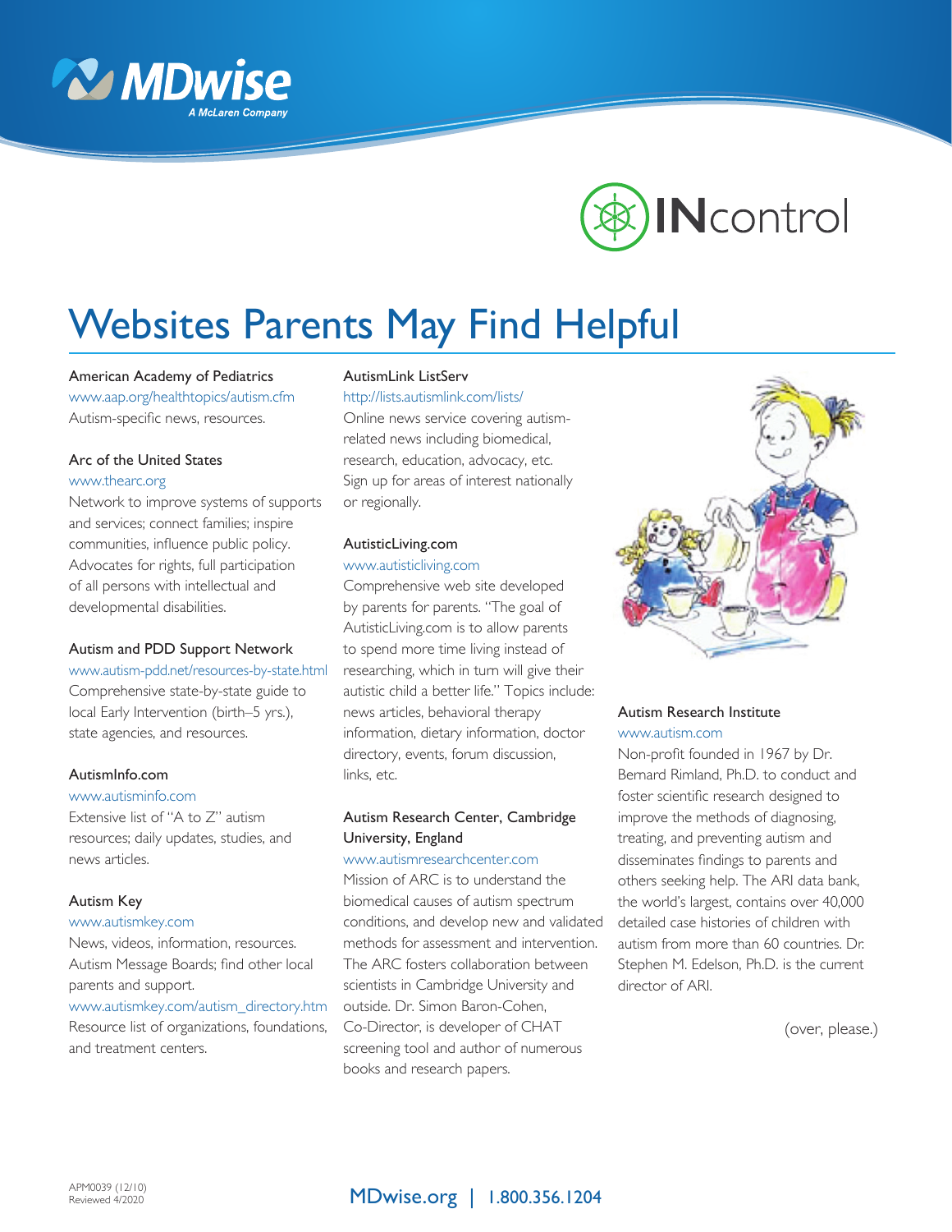# Websites Parents May Find Helpful

### American Academy of Pediatrics

www.aap.org/healthtopics/autism.cfm

Autism-specific news, resources.

### Arc of the United States

www.thearc.org

Network to improve systems of supports and services; connect families; inspire communities, influence public policy. Advocates for rights, full participation of all persons with intellectual and developmental disabilities.

### Autism and PDD Support Network

www.autism-pdd.net/resources-by-state.html

Comprehensive state-by-state guide to local Early Intervention (birth–5 yrs.), state agencies, and resources.

### AutismInfo.com

www.autisminfo.com

Extensive list of "A to Z" autism resources; daily updates, studies, and news articles.

### Autism Key

www.autismkey.com

News, videos, information, resources. Autism Message Boards; find other local parents and support.

www.autismkey.com/autism_directory.htm

Resource list of organizations, foundations, and treatment centers.

### AutismLink ListServ

http://lists.autismlink.com/lists/

Online news service covering autism-related news including biomedical, research, education, advocacy, etc. Sign up for areas of interest nationally or regionally.

### AutisticLiving.com

www.autisticliving.com

Comprehensive web site developed by parents for parents. "The goal of AutisticLiving.com is to allow parents to spend more time living instead of researching, which in turn will give their autistic child a better life." Topics include: news articles, behavioral therapy information, dietary information, doctor directory, events, forum discussion, links, etc.

### Autism Research Center, Cambridge University, England

www.autismresearchcenter.com

Mission of ARC is to understand the biomedical causes of autism spectrum conditions, and develop new and validated methods for assessment and intervention. The ARC fosters collaboration between scientists in Cambridge University and outside. Dr. Simon Baron-Cohen, Co-Director, is developer of CHAT screening tool and author of numerous books and research papers.

### Autism Research Institute

www.autism.com

Non-profit founded in 1967 by Dr. Bernard Rimland, Ph.D. to conduct and foster scientific research designed to improve the methods of diagnosing, treating, and preventing autism and disseminates findings to parents and others seeking help. The ARI data bank, the world's largest, contains over 40,000 detailed case histories of children with autism from more than 60 countries. Dr. Stephen M. Edelson, Ph.D. is the current director of ARI.

(over, please.)

APM0039 (12/10)
Reviewed 4/2020

MDwise.org | 1.800.356.1204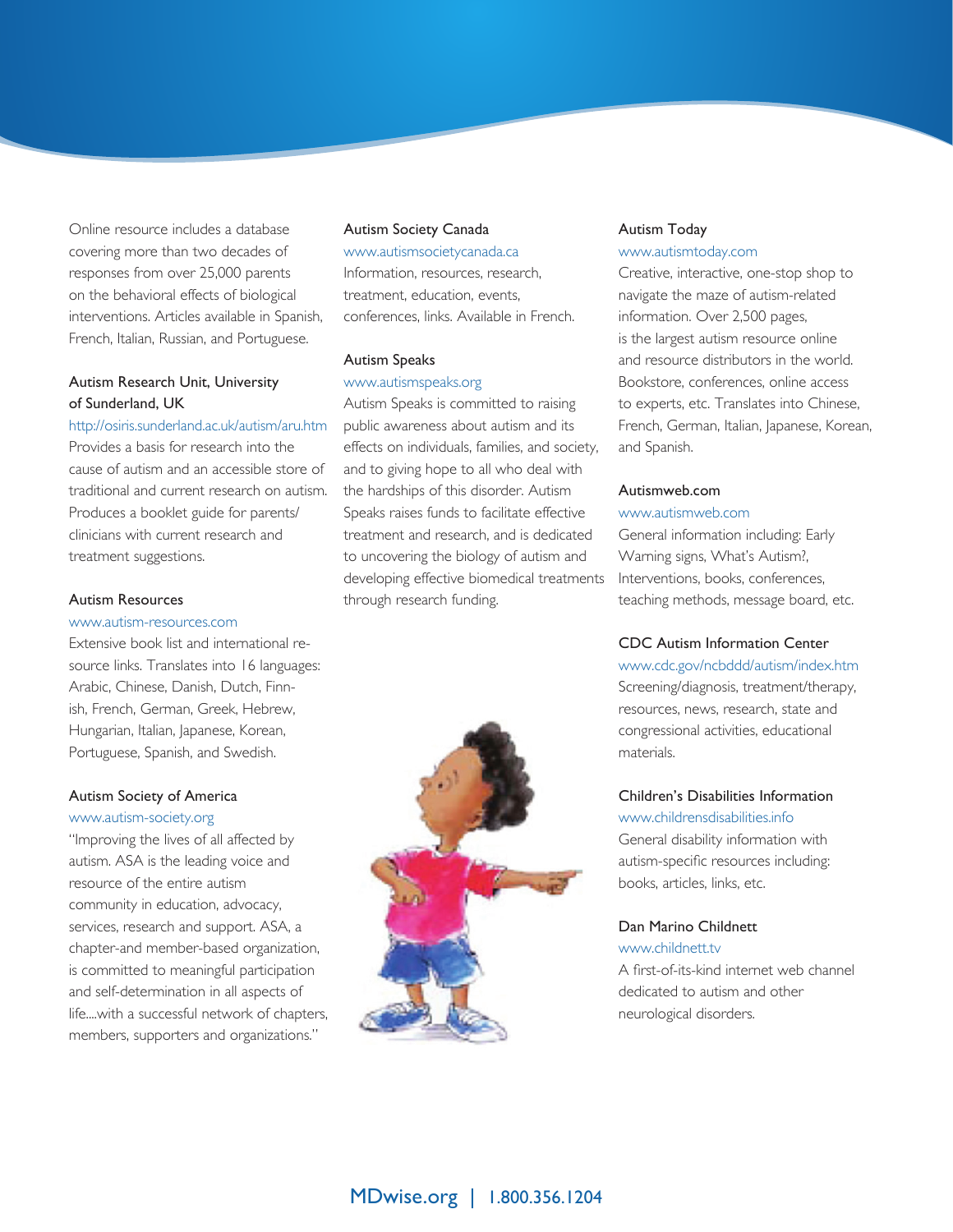Online resource includes a database covering more than two decades of responses from over 25,000 parents on the behavioral effects of biological interventions. Articles available in Spanish, French, Italian, Russian, and Portuguese.

### Autism Research Unit, University of Sunderland, UK

http://osiris.sunderland.ac.uk/autism/aru.htm

Provides a basis for research into the cause of autism and an accessible store of traditional and current research on autism. Produces a booklet guide for parents/clinicians with current research and treatment suggestions.

### Autism Resources

www.autism-resources.com

Extensive book list and international resource links. Translates into 16 languages: Arabic, Chinese, Danish, Dutch, Finnish, French, German, Greek, Hebrew, Hungarian, Italian, Japanese, Korean, Portuguese, Spanish, and Swedish.

### Autism Society of America

www.autism-society.org

"Improving the lives of all affected by autism. ASA is the leading voice and resource of the entire autism community in education, advocacy, services, research and support. ASA, a chapter-and member-based organization, is committed to meaningful participation and self-determination in all aspects of life....with a successful network of chapters, members, supporters and organizations."

### Autism Society Canada

www.autismsocietycanada.ca

Information, resources, research, treatment, education, events, conferences, links. Available in French.

### Autism Speaks

www.autismspeaks.org

Autism Speaks is committed to raising public awareness about autism and its effects on individuals, families, and society, and to giving hope to all who deal with the hardships of this disorder. Autism Speaks raises funds to facilitate effective treatment and research, and is dedicated to uncovering the biology of autism and developing effective biomedical treatments through research funding.

### Autism Today

www.autismtoday.com

Creative, interactive, one-stop shop to navigate the maze of autism-related information. Over 2,500 pages, is the largest autism resource online and resource distributors in the world. Bookstore, conferences, online access to experts, etc. Translates into Chinese, French, German, Italian, Japanese, Korean, and Spanish.

### Autismweb.com

www.autismweb.com

General information including: Early Warning signs, What's Autism?, Interventions, books, conferences, teaching methods, message board, etc.

### CDC Autism Information Center

www.cdc.gov/ncbddd/autism/index.htm

Screening/diagnosis, treatment/therapy, resources, news, research, state and congressional activities, educational materials.

### Children's Disabilities Information

www.childrensdisabilities.info

General disability information with autism-specific resources including: books, articles, links, etc.

### Dan Marino Childnett

www.childnett.tv

A first-of-its-kind internet web channel dedicated to autism and other neurological disorders.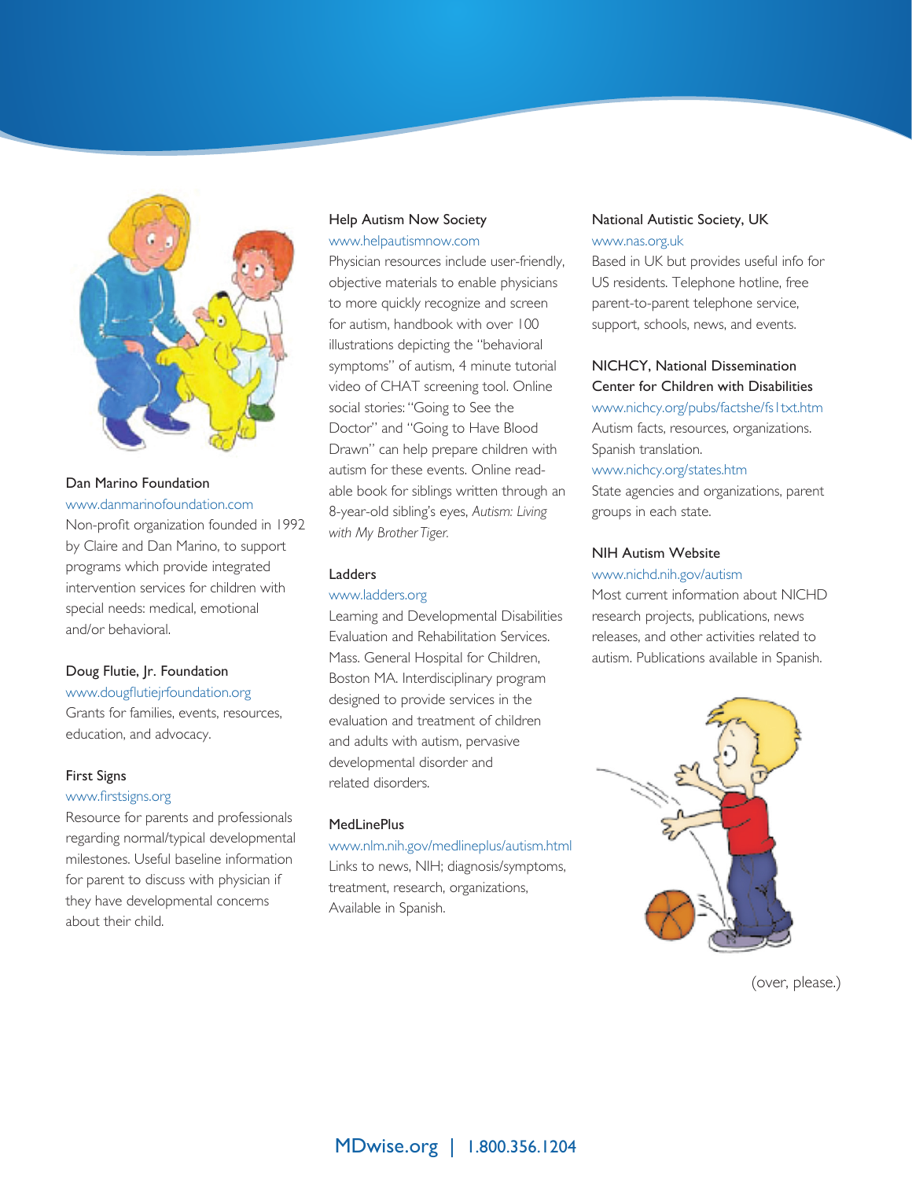### Dan Marino Foundation

www.danmarinofoundation.com

Non-profit organization founded in 1992 by Claire and Dan Marino, to support programs which provide integrated intervention services for children with special needs: medical, emotional and/or behavioral.

### Doug Flutie, Jr. Foundation

www.dougflutiejrfoundation.org

Grants for families, events, resources, education, and advocacy.

### First Signs

www.firstsigns.org

Resource for parents and professionals regarding normal/typical developmental milestones. Useful baseline information for parent to discuss with physician if they have developmental concerns about their child.

### Help Autism Now Society

www.helpautismnow.com

Physician resources include user-friendly, objective materials to enable physicians to more quickly recognize and screen for autism, handbook with over 100 illustrations depicting the "behavioral symptoms" of autism, 4 minute tutorial video of CHAT screening tool. Online social stories: "Going to See the Doctor" and "Going to Have Blood Drawn" can help prepare children with autism for these events. Online read-able book for siblings written through an 8-year-old sibling's eyes, *Autism: Living with My Brother Tiger.*

### Ladders

www.ladders.org

Learning and Developmental Disabilities Evaluation and Rehabilitation Services. Mass. General Hospital for Children, Boston MA. Interdisciplinary program designed to provide services in the evaluation and treatment of children and adults with autism, pervasive developmental disorder and related disorders.

### MedLinePlus

www.nlm.nih.gov/medlineplus/autism.html

Links to news, NIH; diagnosis/symptoms, treatment, research, organizations, Available in Spanish.

### National Autistic Society, UK

www.nas.org.uk

Based in UK but provides useful info for US residents. Telephone hotline, free parent-to-parent telephone service, support, schools, news, and events.

### NICHCY, National Dissemination Center for Children with Disabilities

www.nichcy.org/pubs/factshe/fs1txt.htm

Autism facts, resources, organizations. Spanish translation.

www.nichcy.org/states.htm

State agencies and organizations, parent groups in each state.

### NIH Autism Website

www.nichd.nih.gov/autism

Most current information about NICHD research projects, publications, news releases, and other activities related to autism. Publications available in Spanish.

(over, please.)

MDwise.org | 1.800.356.1204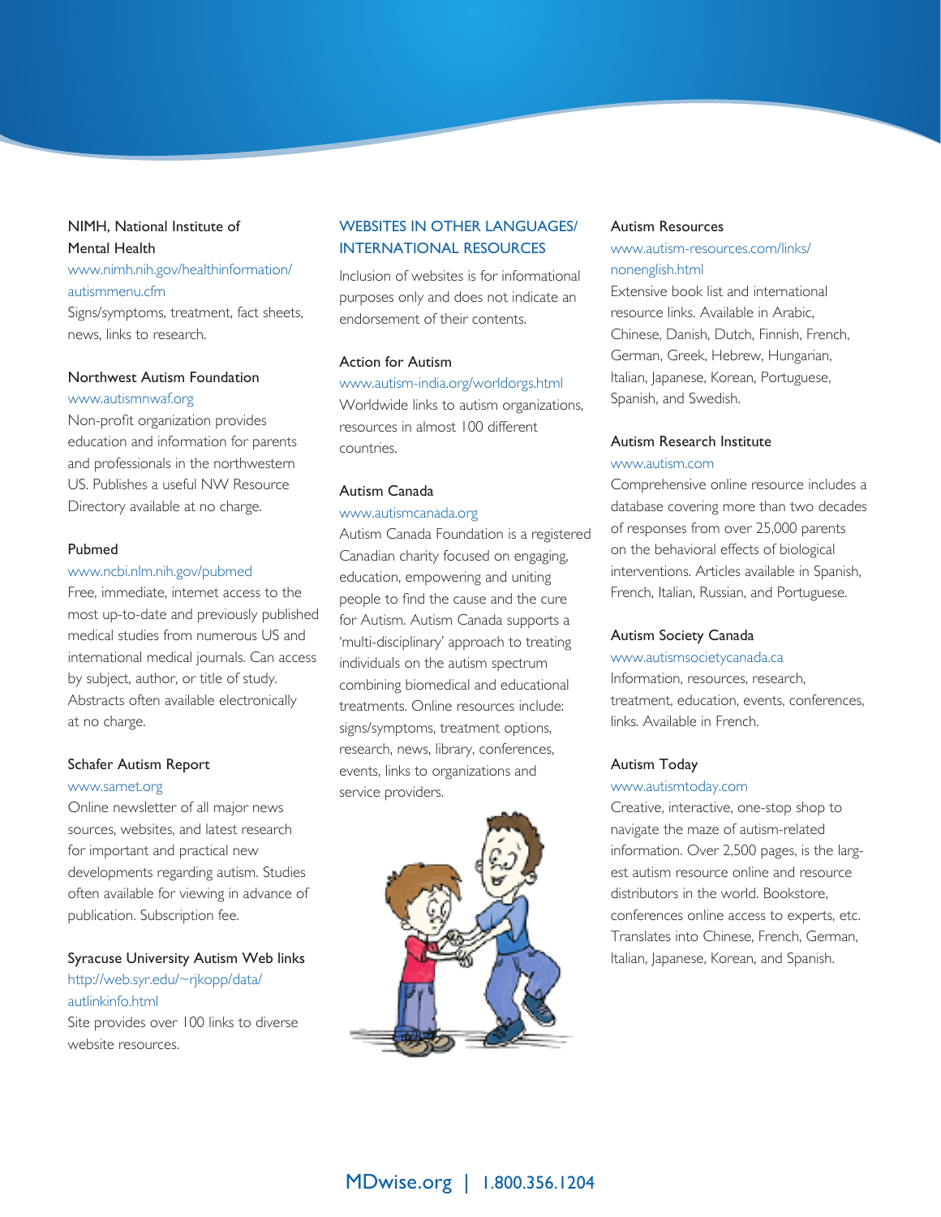### NIMH, National Institute of Mental Health

www.nimh.nih.gov/healthinformation/autismmenu.cfm

Signs/symptoms, treatment, fact sheets, news, links to research.

### Northwest Autism Foundation

www.autismnwaf.org

Non-profit organization provides education and information for parents and professionals in the northwestern US. Publishes a useful NW Resource Directory available at no charge.

### Pubmed

www.ncbi.nlm.nih.gov/pubmed

Free, immediate, internet access to the most up-to-date and previously published medical studies from numerous US and international medical journals. Can access by subject, author, or title of study. Abstracts often available electronically at no charge.

### Schafer Autism Report

www.sarnet.org

Online newsletter of all major news sources, websites, and latest research for important and practical new developments regarding autism. Studies often available for viewing in advance of publication. Subscription fee.

### Syracuse University Autism Web links

http://web.syr.edu/~rjkopp/data/autlinkinfo.html

Site provides over 100 links to diverse website resources.

## WEBSITES IN OTHER LANGUAGES/ INTERNATIONAL RESOURCES

Inclusion of websites is for informational purposes only and does not indicate an endorsement of their contents.

### Action for Autism

www.autism-india.org/worldorgs.html

Worldwide links to autism organizations, resources in almost 100 different countries.

### Autism Canada

www.autismcanada.org

Autism Canada Foundation is a registered Canadian charity focused on engaging, education, empowering and uniting people to find the cause and the cure for Autism. Autism Canada supports a 'multi-disciplinary' approach to treating individuals on the autism spectrum combining biomedical and educational treatments. Online resources include: signs/symptoms, treatment options, research, news, library, conferences, events, links to organizations and service providers.

### Autism Resources

www.autism-resources.com/links/nonenglish.html

Extensive book list and international resource links. Available in Arabic, Chinese, Danish, Dutch, Finnish, French, German, Greek, Hebrew, Hungarian, Italian, Japanese, Korean, Portuguese, Spanish, and Swedish.

### Autism Research Institute

www.autism.com

Comprehensive online resource includes a database covering more than two decades of responses from over 25,000 parents on the behavioral effects of biological interventions. Articles available in Spanish, French, Italian, Russian, and Portuguese.

### Autism Society Canada

www.autismsocietycanada.ca

Information, resources, research, treatment, education, events, conferences, links. Available in French.

### Autism Today

www.autismtoday.com

Creative, interactive, one-stop shop to navigate the maze of autism-related information. Over 2,500 pages, is the largest autism resource online and resource distributors in the world. Bookstore, conferences online access to experts, etc. Translates into Chinese, French, German, Italian, Japanese, Korean, and Spanish.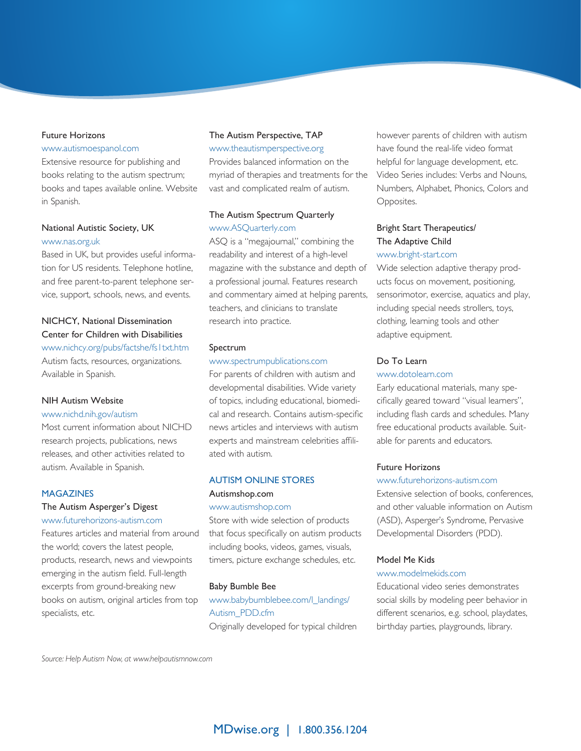### Future Horizons

www.autismoespanol.com

Extensive resource for publishing and books relating to the autism spectrum; books and tapes available online. Website in Spanish.

### National Autistic Society, UK

www.nas.org.uk

Based in UK, but provides useful information for US residents. Telephone hotline, and free parent-to-parent telephone service, support, schools, news, and events.

### NICHCY, National Dissemination Center for Children with Disabilities

www.nichcy.org/pubs/factshe/fs1txt.htm

Autism facts, resources, organizations. Available in Spanish.

### NIH Autism Website

www.nichd.nih.gov/autism

Most current information about NICHD research projects, publications, news releases, and other activities related to autism. Available in Spanish.

## MAGAZINES

### The Autism Asperger's Digest

www.futurehorizons-autism.com

Features articles and material from around the world; covers the latest people, products, research, news and viewpoints emerging in the autism field. Full-length excerpts from ground-breaking new books on autism, original articles from top specialists, etc.

### The Autism Perspective, TAP

www.theautismperspective.org

Provides balanced information on the myriad of therapies and treatments for the vast and complicated realm of autism.

### The Autism Spectrum Quarterly

www.ASQuarterly.com

ASQ is a "megajournal," combining the readability and interest of a high-level magazine with the substance and depth of a professional journal. Features research and commentary aimed at helping parents, teachers, and clinicians to translate research into practice.

### Spectrum

www.spectrumpublications.com

For parents of children with autism and developmental disabilities. Wide variety of topics, including educational, biomedical and research. Contains autism-specific news articles and interviews with autism experts and mainstream celebrities affiliated with autism.

## AUTISM ONLINE STORES

### Autismshop.com

www.autismshop.com

Store with wide selection of products that focus specifically on autism products including books, videos, games, visuals, timers, picture exchange schedules, etc.

### Baby Bumble Bee

www.babybumblebee.com/l_landings/Autism_PDD.cfm

Originally developed for typical children however parents of children with autism have found the real-life video format helpful for language development, etc. Video Series includes: Verbs and Nouns, Numbers, Alphabet, Phonics, Colors and Opposites.

### Bright Start Therapeutics/ The Adaptive Child

www.bright-start.com

Wide selection adaptive therapy products focus on movement, positioning, sensorimotor, exercise, aquatics and play, including special needs strollers, toys, clothing, learning tools and other adaptive equipment.

### Do To Learn

www.dotolearn.com

Early educational materials, many specifically geared toward "visual learners", including flash cards and schedules. Many free educational products available. Suitable for parents and educators.

### Future Horizons

www.futurehorizons-autism.com

Extensive selection of books, conferences, and other valuable information on Autism (ASD), Asperger's Syndrome, Pervasive Developmental Disorders (PDD).

### Model Me Kids

www.modelmekids.com

Educational video series demonstrates social skills by modeling peer behavior in different scenarios, e.g. school, playdates, birthday parties, playgrounds, library.

*Source: Help Autism Now, at www.helpautismnow.com*